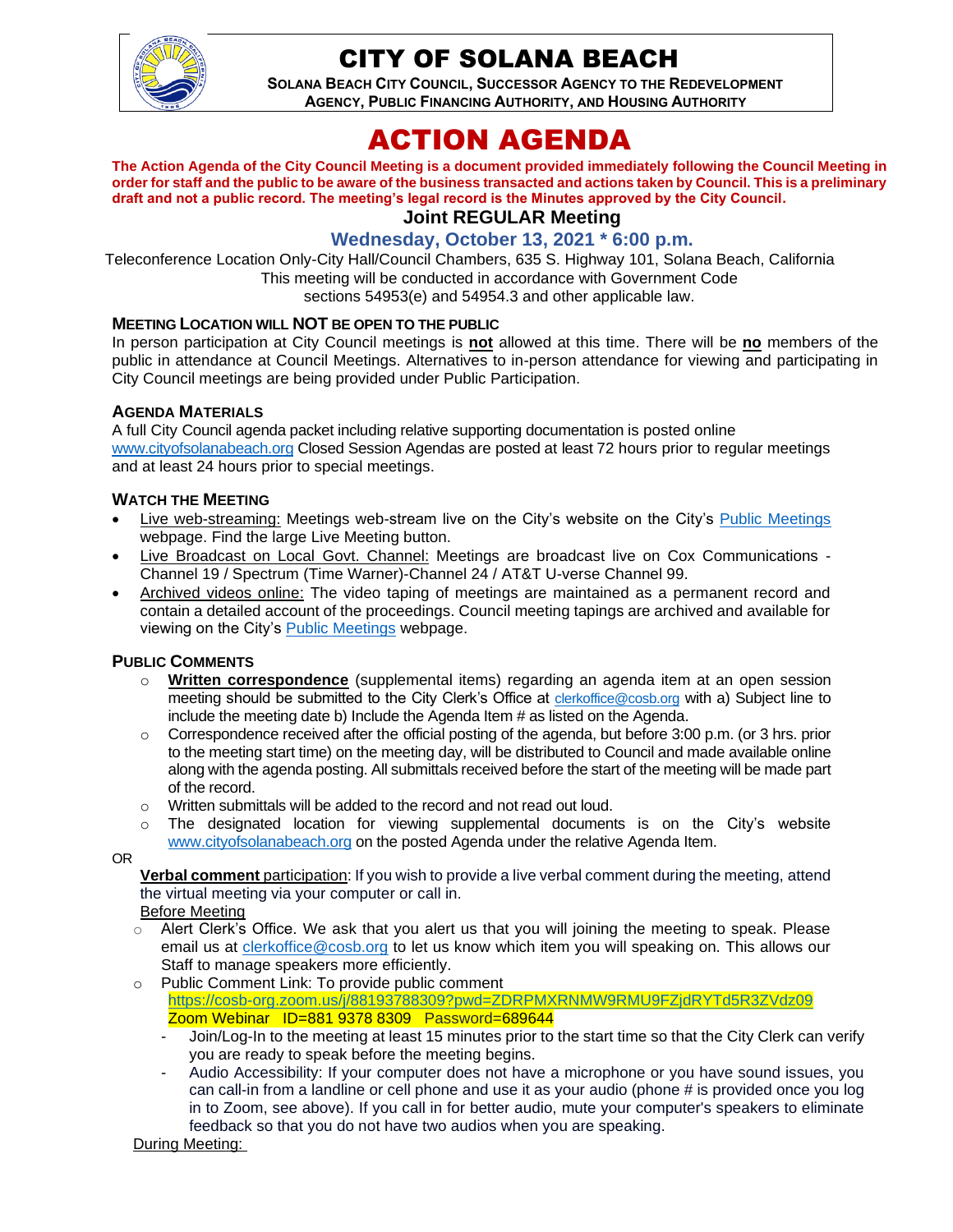# CITY OF SOLANA BEACH

**SOLANA BEACH CITY COUNCIL, SUCCESSOR AGENCY TO THE REDEVELOPMENT AGENCY, PUBLIC FINANCING AUTHORITY, AND HOUSING AUTHORITY**

# ACTION AGENDA

**The Action Agenda of the City Council Meeting is a document provided immediately following the Council Meeting in order for staff and the public to be aware of the business transacted and actions taken by Council. This is a preliminary draft and not a public record. The meeting's legal record is the Minutes approved by the City Council.**

## Joint REGULAR Meeting

## Wednesday, October 13, 2021 * 6:00 p.m.

Teleconference Location Only-City Hall/Council Chambers, 635 S. Highway 101, Solana Beach, California
This meeting will be conducted in accordance with Government Code sections 54953(e) and 54954.3 and other applicable law.

### MEETING LOCATION WILL NOT BE OPEN TO THE PUBLIC

In person participation at City Council meetings is **not** allowed at this time. There will be **no** members of the public in attendance at Council Meetings. Alternatives to in-person attendance for viewing and participating in City Council meetings are being provided under Public Participation.

### AGENDA MATERIALS

A full City Council agenda packet including relative supporting documentation is posted online www.cityofsolanabeach.org Closed Session Agendas are posted at least 72 hours prior to regular meetings and at least 24 hours prior to special meetings.

### WATCH THE MEETING

- Live web-streaming: Meetings web-stream live on the City's website on the City's Public Meetings webpage. Find the large Live Meeting button.
- Live Broadcast on Local Govt. Channel: Meetings are broadcast live on Cox Communications - Channel 19 / Spectrum (Time Warner)-Channel 24 / AT&T U-verse Channel 99.
- Archived videos online: The video taping of meetings are maintained as a permanent record and contain a detailed account of the proceedings. Council meeting tapings are archived and available for viewing on the City's Public Meetings webpage.

### PUBLIC COMMENTS

- **Written correspondence** (supplemental items) regarding an agenda item at an open session meeting should be submitted to the City Clerk's Office at clerkoffice@cosb.org with a) Subject line to include the meeting date b) Include the Agenda Item # as listed on the Agenda.
- Correspondence received after the official posting of the agenda, but before 3:00 p.m. (or 3 hrs. prior to the meeting start time) on the meeting day, will be distributed to Council and made available online along with the agenda posting. All submittals received before the start of the meeting will be made part of the record.
- Written submittals will be added to the record and not read out loud.
- The designated location for viewing supplemental documents is on the City's website www.cityofsolanabeach.org on the posted Agenda under the relative Agenda Item.

OR

**Verbal comment** participation: If you wish to provide a live verbal comment during the meeting, attend the virtual meeting via your computer or call in.

Before Meeting

- Alert Clerk's Office. We ask that you alert us that you will joining the meeting to speak. Please email us at clerkoffice@cosb.org to let us know which item you will speaking on. This allows our Staff to manage speakers more efficiently.
- Public Comment Link: To provide public comment
  https://cosb-org.zoom.us/j/88193788309?pwd=ZDRPMXRNMW9RMU9FZjdRYTd5R3ZVdz09
  Zoom Webinar ID=881 9378 8309 Password=689644
  - Join/Log-In to the meeting at least 15 minutes prior to the start time so that the City Clerk can verify you are ready to speak before the meeting begins.
  - Audio Accessibility: If your computer does not have a microphone or you have sound issues, you can call-in from a landline or cell phone and use it as your audio (phone # is provided once you log in to Zoom, see above). If you call in for better audio, mute your computer's speakers to eliminate feedback so that you do not have two audios when you are speaking.

During Meeting: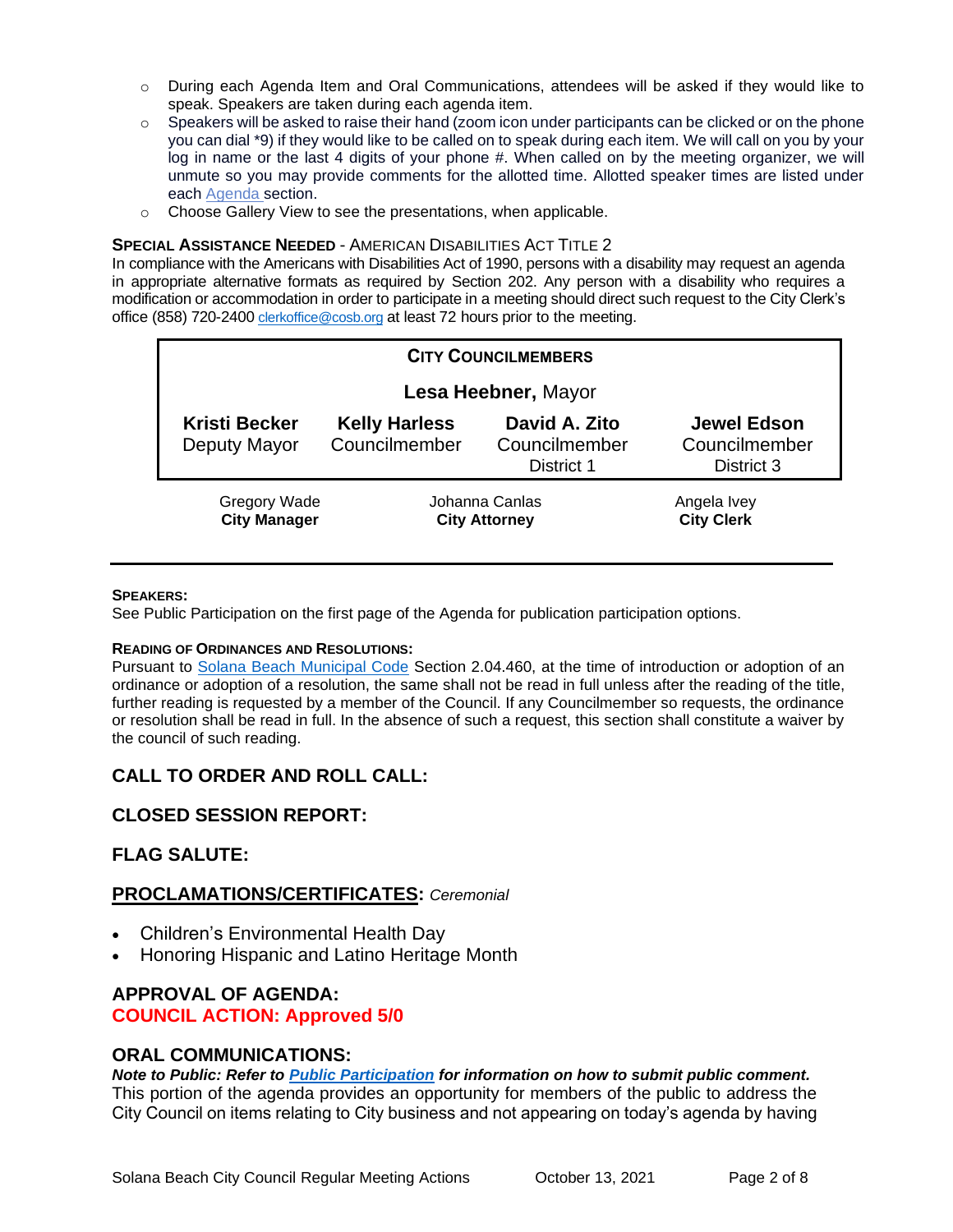- During each Agenda Item and Oral Communications, attendees will be asked if they would like to speak. Speakers are taken during each agenda item.
- Speakers will be asked to raise their hand (zoom icon under participants can be clicked or on the phone you can dial *9) if they would like to be called on to speak during each item. We will call on you by your log in name or the last 4 digits of your phone #. When called on by the meeting organizer, we will unmute so you may provide comments for the allotted time. Allotted speaker times are listed under each Agenda section.
- Choose Gallery View to see the presentations, when applicable.

**SPECIAL ASSISTANCE NEEDED** - AMERICAN DISABILITIES ACT TITLE 2

In compliance with the Americans with Disabilities Act of 1990, persons with a disability may request an agenda in appropriate alternative formats as required by Section 202. Any person with a disability who requires a modification or accommodation in order to participate in a meeting should direct such request to the City Clerk's office (858) 720-2400 clerkoffice@cosb.org at least 72 hours prior to the meeting.

**CITY COUNCILMEMBERS**

**Lesa Heebner,** Mayor

| **Kristi Becker** | **Kelly Harless** | **David A. Zito** | **Jewel Edson** |
|---|---|---|---|
| Deputy Mayor | Councilmember | Councilmember District 1 | Councilmember District 3 |

| Gregory Wade | Johanna Canlas | Angela Ivey |
|---|---|---|
| **City Manager** | **City Attorney** | **City Clerk** |

**SPEAKERS:**

See Public Participation on the first page of the Agenda for publication participation options.

**READING OF ORDINANCES AND RESOLUTIONS:**

Pursuant to Solana Beach Municipal Code Section 2.04.460, at the time of introduction or adoption of an ordinance or adoption of a resolution, the same shall not be read in full unless after the reading of the title, further reading is requested by a member of the Council. If any Councilmember so requests, the ordinance or resolution shall be read in full. In the absence of such a request, this section shall constitute a waiver by the council of such reading.

## CALL TO ORDER AND ROLL CALL:

## CLOSED SESSION REPORT:

## FLAG SALUTE:

## PROCLAMATIONS/CERTIFICATES: *Ceremonial*

- Children's Environmental Health Day
- Honoring Hispanic and Latino Heritage Month

## APPROVAL OF AGENDA:

**COUNCIL ACTION: Approved 5/0**

## ORAL COMMUNICATIONS:

***Note to Public: Refer to Public Participation for information on how to submit public comment.***

This portion of the agenda provides an opportunity for members of the public to address the City Council on items relating to City business and not appearing on today's agenda by having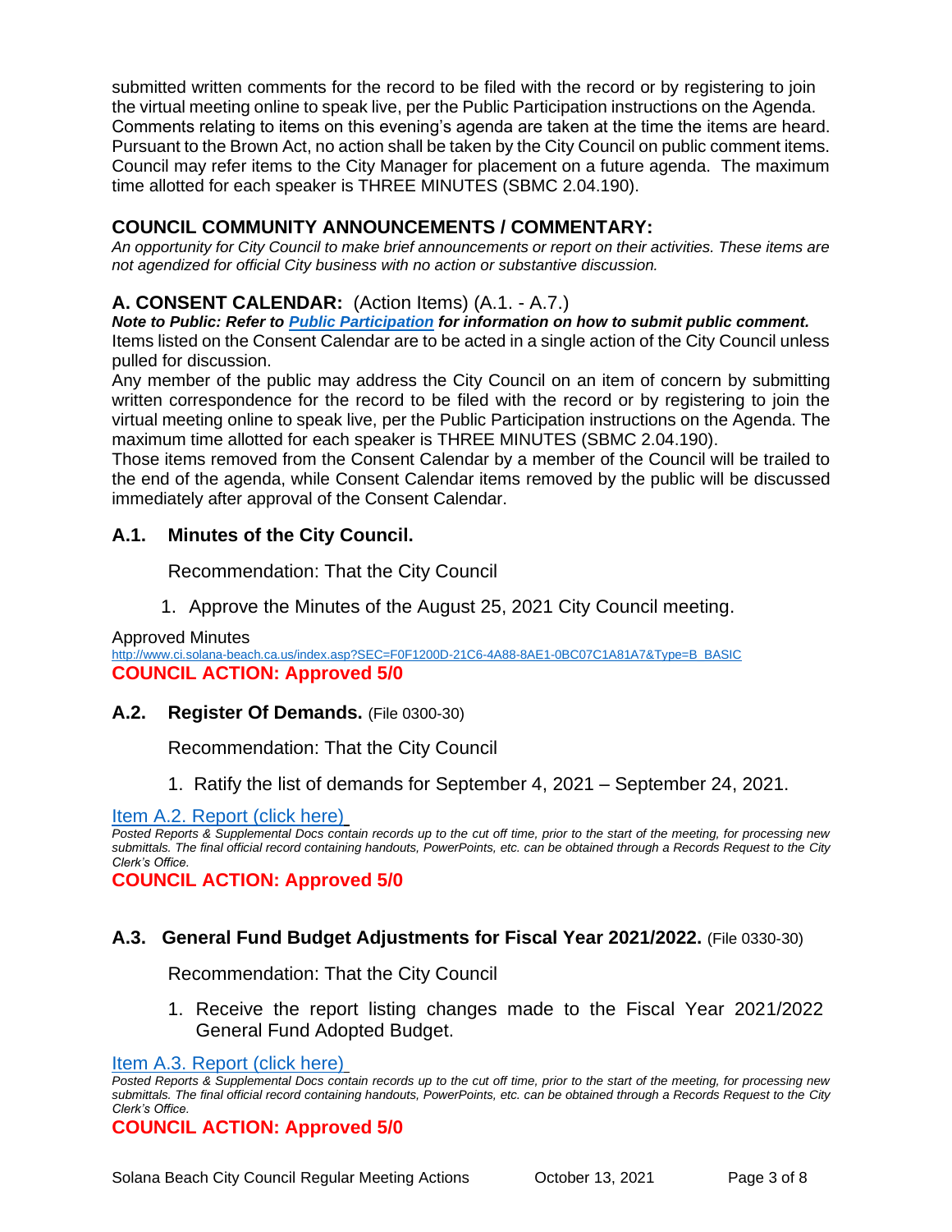submitted written comments for the record to be filed with the record or by registering to join the virtual meeting online to speak live, per the Public Participation instructions on the Agenda. Comments relating to items on this evening's agenda are taken at the time the items are heard. Pursuant to the Brown Act, no action shall be taken by the City Council on public comment items. Council may refer items to the City Manager for placement on a future agenda. The maximum time allotted for each speaker is THREE MINUTES (SBMC 2.04.190).

## COUNCIL COMMUNITY ANNOUNCEMENTS / COMMENTARY:

*An opportunity for City Council to make brief announcements or report on their activities. These items are not agendized for official City business with no action or substantive discussion.*

## A. CONSENT CALENDAR: (Action Items) (A.1. - A.7.)

***Note to Public: Refer to [Public Participation](#) for information on how to submit public comment.***

Items listed on the Consent Calendar are to be acted in a single action of the City Council unless pulled for discussion.

Any member of the public may address the City Council on an item of concern by submitting written correspondence for the record to be filed with the record or by registering to join the virtual meeting online to speak live, per the Public Participation instructions on the Agenda. The maximum time allotted for each speaker is THREE MINUTES (SBMC 2.04.190).

Those items removed from the Consent Calendar by a member of the Council will be trailed to the end of the agenda, while Consent Calendar items removed by the public will be discussed immediately after approval of the Consent Calendar.

### A.1. Minutes of the City Council.

Recommendation: That the City Council

1. Approve the Minutes of the August 25, 2021 City Council meeting.

Approved Minutes
http://www.ci.solana-beach.ca.us/index.asp?SEC=F0F1200D-21C6-4A88-8AE1-0BC07C1A81A7&Type=B_BASIC

**COUNCIL ACTION: Approved 5/0**

### A.2. Register Of Demands. (File 0300-30)

Recommendation: That the City Council

1. Ratify the list of demands for September 4, 2021 – September 24, 2021.

[Item A.2. Report (click here)](#)

*Posted Reports & Supplemental Docs contain records up to the cut off time, prior to the start of the meeting, for processing new submittals. The final official record containing handouts, PowerPoints, etc. can be obtained through a Records Request to the City Clerk's Office.*

**COUNCIL ACTION: Approved 5/0**

### A.3. General Fund Budget Adjustments for Fiscal Year 2021/2022. (File 0330-30)

Recommendation: That the City Council

1. Receive the report listing changes made to the Fiscal Year 2021/2022 General Fund Adopted Budget.

[Item A.3. Report (click here)](#)

*Posted Reports & Supplemental Docs contain records up to the cut off time, prior to the start of the meeting, for processing new submittals. The final official record containing handouts, PowerPoints, etc. can be obtained through a Records Request to the City Clerk's Office.*

**COUNCIL ACTION: Approved 5/0**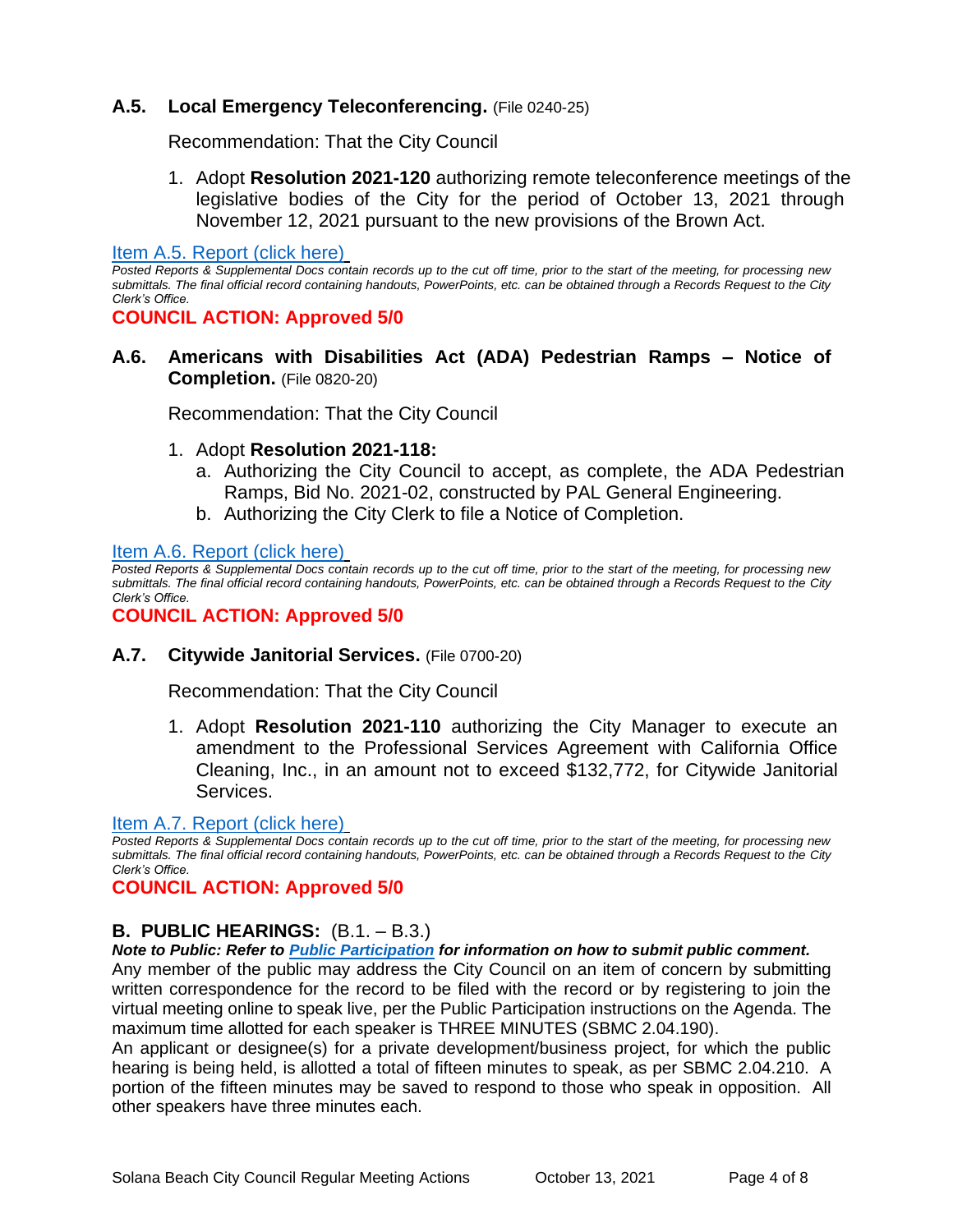### A.5. Local Emergency Teleconferencing. (File 0240-25)

Recommendation: That the City Council

1. Adopt **Resolution 2021-120** authorizing remote teleconference meetings of the legislative bodies of the City for the period of October 13, 2021 through November 12, 2021 pursuant to the new provisions of the Brown Act.

[Item A.5. Report (click here)]

*Posted Reports & Supplemental Docs contain records up to the cut off time, prior to the start of the meeting, for processing new submittals. The final official record containing handouts, PowerPoints, etc. can be obtained through a Records Request to the City Clerk's Office.*

**COUNCIL ACTION: Approved 5/0**

### A.6. Americans with Disabilities Act (ADA) Pedestrian Ramps – Notice of Completion. (File 0820-20)

Recommendation: That the City Council

1. Adopt **Resolution 2021-118:**
   a. Authorizing the City Council to accept, as complete, the ADA Pedestrian Ramps, Bid No. 2021-02, constructed by PAL General Engineering.
   b. Authorizing the City Clerk to file a Notice of Completion.

[Item A.6. Report (click here)]

*Posted Reports & Supplemental Docs contain records up to the cut off time, prior to the start of the meeting, for processing new submittals. The final official record containing handouts, PowerPoints, etc. can be obtained through a Records Request to the City Clerk's Office.*

**COUNCIL ACTION: Approved 5/0**

### A.7. Citywide Janitorial Services. (File 0700-20)

Recommendation: That the City Council

1. Adopt **Resolution 2021-110** authorizing the City Manager to execute an amendment to the Professional Services Agreement with California Office Cleaning, Inc., in an amount not to exceed $132,772, for Citywide Janitorial Services.

[Item A.7. Report (click here)]

*Posted Reports & Supplemental Docs contain records up to the cut off time, prior to the start of the meeting, for processing new submittals. The final official record containing handouts, PowerPoints, etc. can be obtained through a Records Request to the City Clerk's Office.*

**COUNCIL ACTION: Approved 5/0**

## B. PUBLIC HEARINGS: (B.1. – B.3.)

***Note to Public: Refer to Public Participation for information on how to submit public comment.***

Any member of the public may address the City Council on an item of concern by submitting written correspondence for the record to be filed with the record or by registering to join the virtual meeting online to speak live, per the Public Participation instructions on the Agenda. The maximum time allotted for each speaker is THREE MINUTES (SBMC 2.04.190).

An applicant or designee(s) for a private development/business project, for which the public hearing is being held, is allotted a total of fifteen minutes to speak, as per SBMC 2.04.210. A portion of the fifteen minutes may be saved to respond to those who speak in opposition. All other speakers have three minutes each.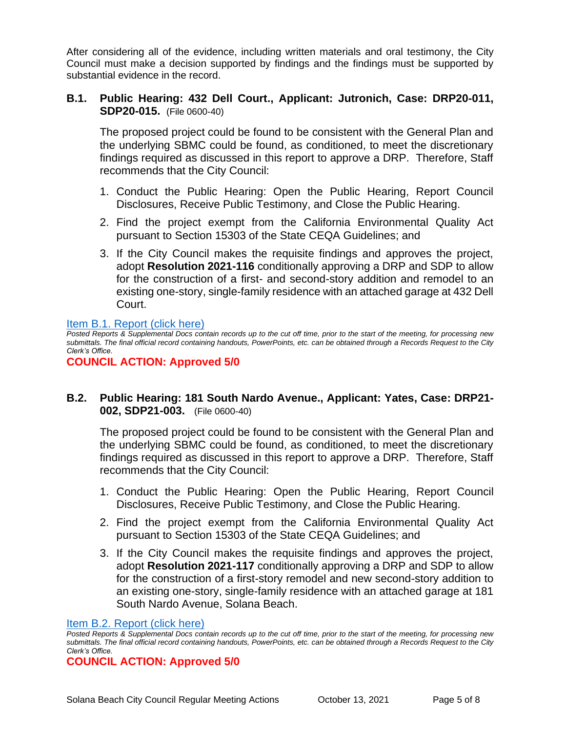After considering all of the evidence, including written materials and oral testimony, the City Council must make a decision supported by findings and the findings must be supported by substantial evidence in the record.

### B.1. Public Hearing: 432 Dell Court., Applicant: Jutronich, Case: DRP20-011, SDP20-015. (File 0600-40)

The proposed project could be found to be consistent with the General Plan and the underlying SBMC could be found, as conditioned, to meet the discretionary findings required as discussed in this report to approve a DRP. Therefore, Staff recommends that the City Council:

1. Conduct the Public Hearing: Open the Public Hearing, Report Council Disclosures, Receive Public Testimony, and Close the Public Hearing.
2. Find the project exempt from the California Environmental Quality Act pursuant to Section 15303 of the State CEQA Guidelines; and
3. If the City Council makes the requisite findings and approves the project, adopt **Resolution 2021-116** conditionally approving a DRP and SDP to allow for the construction of a first- and second-story addition and remodel to an existing one-story, single-family residence with an attached garage at 432 Dell Court.

Item B.1. Report (click here)

*Posted Reports & Supplemental Docs contain records up to the cut off time, prior to the start of the meeting, for processing new submittals. The final official record containing handouts, PowerPoints, etc. can be obtained through a Records Request to the City Clerk's Office.*

**COUNCIL ACTION: Approved 5/0**

### B.2. Public Hearing: 181 South Nardo Avenue., Applicant: Yates, Case: DRP21-002, SDP21-003. (File 0600-40)

The proposed project could be found to be consistent with the General Plan and the underlying SBMC could be found, as conditioned, to meet the discretionary findings required as discussed in this report to approve a DRP. Therefore, Staff recommends that the City Council:

1. Conduct the Public Hearing: Open the Public Hearing, Report Council Disclosures, Receive Public Testimony, and Close the Public Hearing.
2. Find the project exempt from the California Environmental Quality Act pursuant to Section 15303 of the State CEQA Guidelines; and
3. If the City Council makes the requisite findings and approves the project, adopt **Resolution 2021-117** conditionally approving a DRP and SDP to allow for the construction of a first-story remodel and new second-story addition to an existing one-story, single-family residence with an attached garage at 181 South Nardo Avenue, Solana Beach.

Item B.2. Report (click here)

*Posted Reports & Supplemental Docs contain records up to the cut off time, prior to the start of the meeting, for processing new submittals. The final official record containing handouts, PowerPoints, etc. can be obtained through a Records Request to the City Clerk's Office.*

**COUNCIL ACTION: Approved 5/0**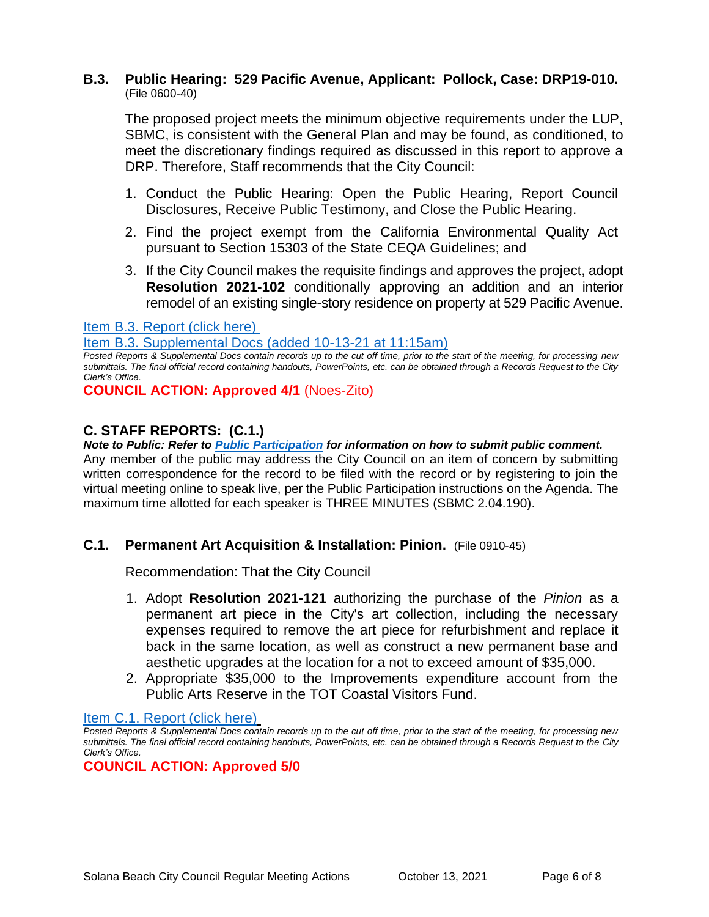### B.3. Public Hearing: 529 Pacific Avenue, Applicant: Pollock, Case: DRP19-010.
(File 0600-40)

The proposed project meets the minimum objective requirements under the LUP, SBMC, is consistent with the General Plan and may be found, as conditioned, to meet the discretionary findings required as discussed in this report to approve a DRP. Therefore, Staff recommends that the City Council:

1. Conduct the Public Hearing: Open the Public Hearing, Report Council Disclosures, Receive Public Testimony, and Close the Public Hearing.
2. Find the project exempt from the California Environmental Quality Act pursuant to Section 15303 of the State CEQA Guidelines; and
3. If the City Council makes the requisite findings and approves the project, adopt **Resolution 2021-102** conditionally approving an addition and an interior remodel of an existing single-story residence on property at 529 Pacific Avenue.

Item B.3. Report (click here)

Item B.3. Supplemental Docs (added 10-13-21 at 11:15am)

*Posted Reports & Supplemental Docs contain records up to the cut off time, prior to the start of the meeting, for processing new submittals. The final official record containing handouts, PowerPoints, etc. can be obtained through a Records Request to the City Clerk's Office.*

**COUNCIL ACTION: Approved 4/1** (Noes-Zito)

## C. STAFF REPORTS: (C.1.)

***Note to Public: Refer to Public Participation for information on how to submit public comment.***

Any member of the public may address the City Council on an item of concern by submitting written correspondence for the record to be filed with the record or by registering to join the virtual meeting online to speak live, per the Public Participation instructions on the Agenda. The maximum time allotted for each speaker is THREE MINUTES (SBMC 2.04.190).

### C.1. Permanent Art Acquisition & Installation: Pinion. (File 0910-45)

Recommendation: That the City Council

1. Adopt **Resolution 2021-121** authorizing the purchase of the *Pinion* as a permanent art piece in the City's art collection, including the necessary expenses required to remove the art piece for refurbishment and replace it back in the same location, as well as construct a new permanent base and aesthetic upgrades at the location for a not to exceed amount of $35,000.
2. Appropriate $35,000 to the Improvements expenditure account from the Public Arts Reserve in the TOT Coastal Visitors Fund.

Item C.1. Report (click here)

*Posted Reports & Supplemental Docs contain records up to the cut off time, prior to the start of the meeting, for processing new submittals. The final official record containing handouts, PowerPoints, etc. can be obtained through a Records Request to the City Clerk's Office.*

**COUNCIL ACTION: Approved 5/0**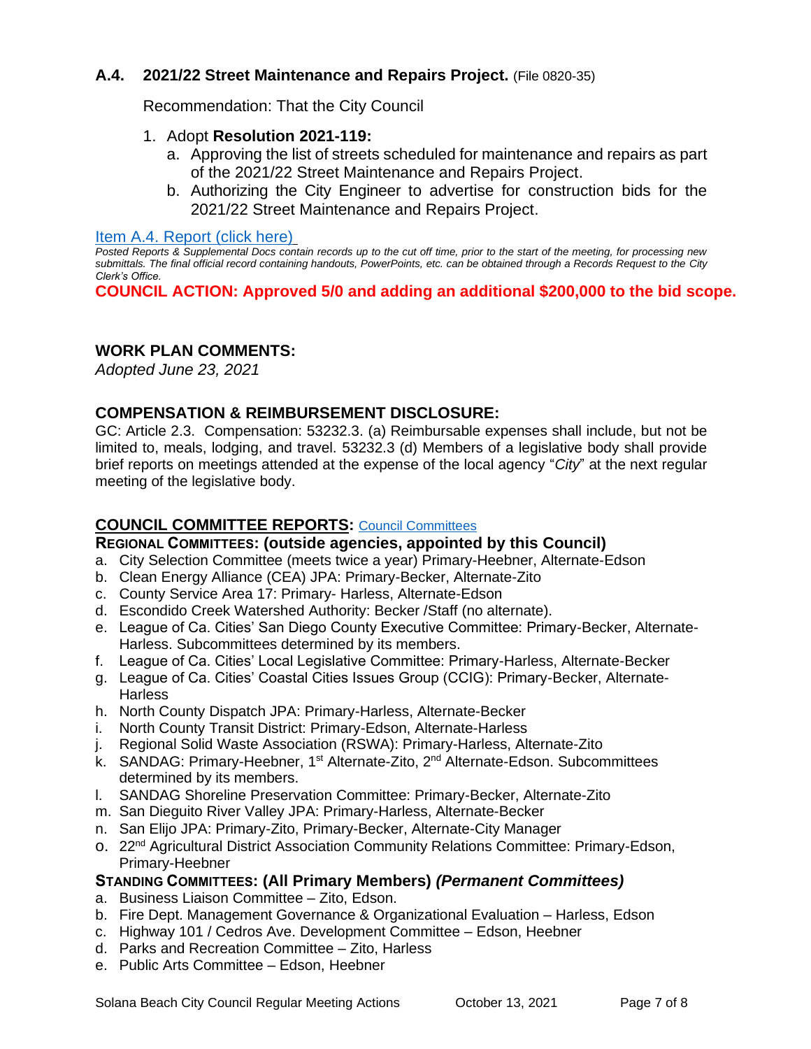## A.4. 2021/22 Street Maintenance and Repairs Project. (File 0820-35)

Recommendation: That the City Council

1. Adopt **Resolution 2021-119:**
   a. Approving the list of streets scheduled for maintenance and repairs as part of the 2021/22 Street Maintenance and Repairs Project.
   b. Authorizing the City Engineer to advertise for construction bids for the 2021/22 Street Maintenance and Repairs Project.

Item A.4. Report (click here)

*Posted Reports & Supplemental Docs contain records up to the cut off time, prior to the start of the meeting, for processing new submittals. The final official record containing handouts, PowerPoints, etc. can be obtained through a Records Request to the City Clerk's Office.*

**COUNCIL ACTION: Approved 5/0 and adding an additional $200,000 to the bid scope.**

## WORK PLAN COMMENTS:

*Adopted June 23, 2021*

## COMPENSATION & REIMBURSEMENT DISCLOSURE:

GC: Article 2.3. Compensation: 53232.3. (a) Reimbursable expenses shall include, but not be limited to, meals, lodging, and travel. 53232.3 (d) Members of a legislative body shall provide brief reports on meetings attended at the expense of the local agency "*City*" at the next regular meeting of the legislative body.

## COUNCIL COMMITTEE REPORTS: Council Committees

### REGIONAL COMMITTEES: (outside agencies, appointed by this Council)

a. City Selection Committee (meets twice a year) Primary-Heebner, Alternate-Edson
b. Clean Energy Alliance (CEA) JPA: Primary-Becker, Alternate-Zito
c. County Service Area 17: Primary- Harless, Alternate-Edson
d. Escondido Creek Watershed Authority: Becker /Staff (no alternate).
e. League of Ca. Cities' San Diego County Executive Committee: Primary-Becker, Alternate-Harless. Subcommittees determined by its members.
f. League of Ca. Cities' Local Legislative Committee: Primary-Harless, Alternate-Becker
g. League of Ca. Cities' Coastal Cities Issues Group (CCIG): Primary-Becker, Alternate-Harless
h. North County Dispatch JPA: Primary-Harless, Alternate-Becker
i. North County Transit District: Primary-Edson, Alternate-Harless
j. Regional Solid Waste Association (RSWA): Primary-Harless, Alternate-Zito
k. SANDAG: Primary-Heebner, 1st Alternate-Zito, 2nd Alternate-Edson. Subcommittees determined by its members.
l. SANDAG Shoreline Preservation Committee: Primary-Becker, Alternate-Zito
m. San Dieguito River Valley JPA: Primary-Harless, Alternate-Becker
n. San Elijo JPA: Primary-Zito, Primary-Becker, Alternate-City Manager
o. 22nd Agricultural District Association Community Relations Committee: Primary-Edson, Primary-Heebner

### STANDING COMMITTEES: (All Primary Members) *(Permanent Committees)*

a. Business Liaison Committee – Zito, Edson.
b. Fire Dept. Management Governance & Organizational Evaluation – Harless, Edson
c. Highway 101 / Cedros Ave. Development Committee – Edson, Heebner
d. Parks and Recreation Committee – Zito, Harless
e. Public Arts Committee – Edson, Heebner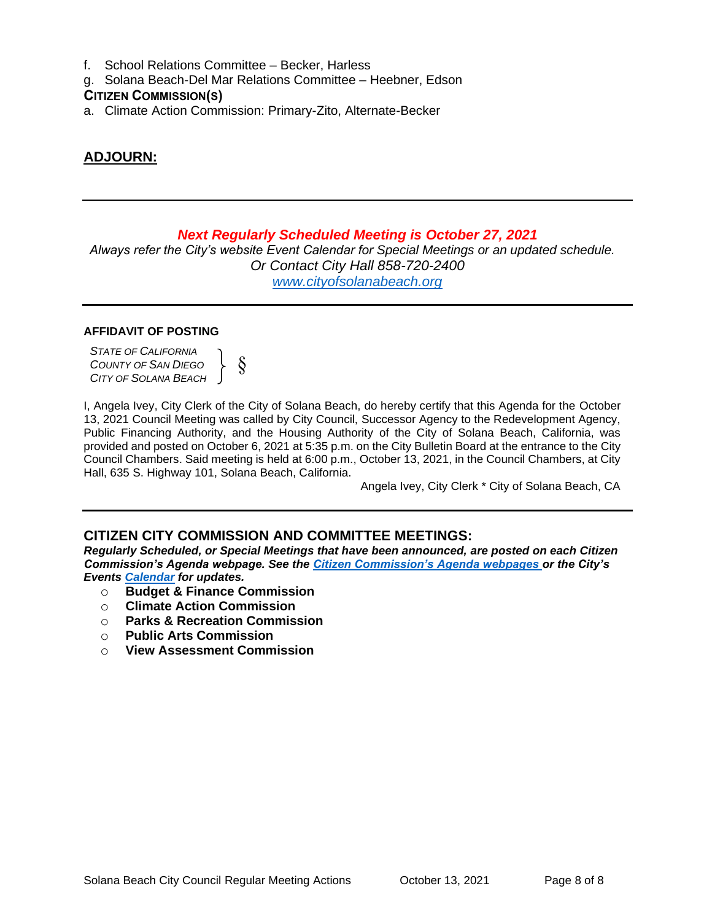f. School Relations Committee – Becker, Harless
g. Solana Beach-Del Mar Relations Committee – Heebner, Edson

**CITIZEN COMMISSION(S)**

a. Climate Action Commission: Primary-Zito, Alternate-Becker

## ADJOURN:

---

***Next Regularly Scheduled Meeting is October 27, 2021***

*Always refer the City's website Event Calendar for Special Meetings or an updated schedule.*
*Or Contact City Hall 858-720-2400*
*[www.cityofsolanabeach.org](http://www.cityofsolanabeach.org)*

---

**AFFIDAVIT OF POSTING**

*STATE OF CALIFORNIA*
*COUNTY OF SAN DIEGO* } §
*CITY OF SOLANA BEACH*

I, Angela Ivey, City Clerk of the City of Solana Beach, do hereby certify that this Agenda for the October 13, 2021 Council Meeting was called by City Council, Successor Agency to the Redevelopment Agency, Public Financing Authority, and the Housing Authority of the City of Solana Beach, California, was provided and posted on October 6, 2021 at 5:35 p.m. on the City Bulletin Board at the entrance to the City Council Chambers. Said meeting is held at 6:00 p.m., October 13, 2021, in the Council Chambers, at City Hall, 635 S. Highway 101, Solana Beach, California.

Angela Ivey, City Clerk * City of Solana Beach, CA

---

## CITIZEN CITY COMMISSION AND COMMITTEE MEETINGS:

***Regularly Scheduled, or Special Meetings that have been announced, are posted on each Citizen Commission's Agenda webpage. See the Citizen Commission's Agenda webpages or the City's Events Calendar for updates.***

- **Budget & Finance Commission**
- **Climate Action Commission**
- **Parks & Recreation Commission**
- **Public Arts Commission**
- **View Assessment Commission**